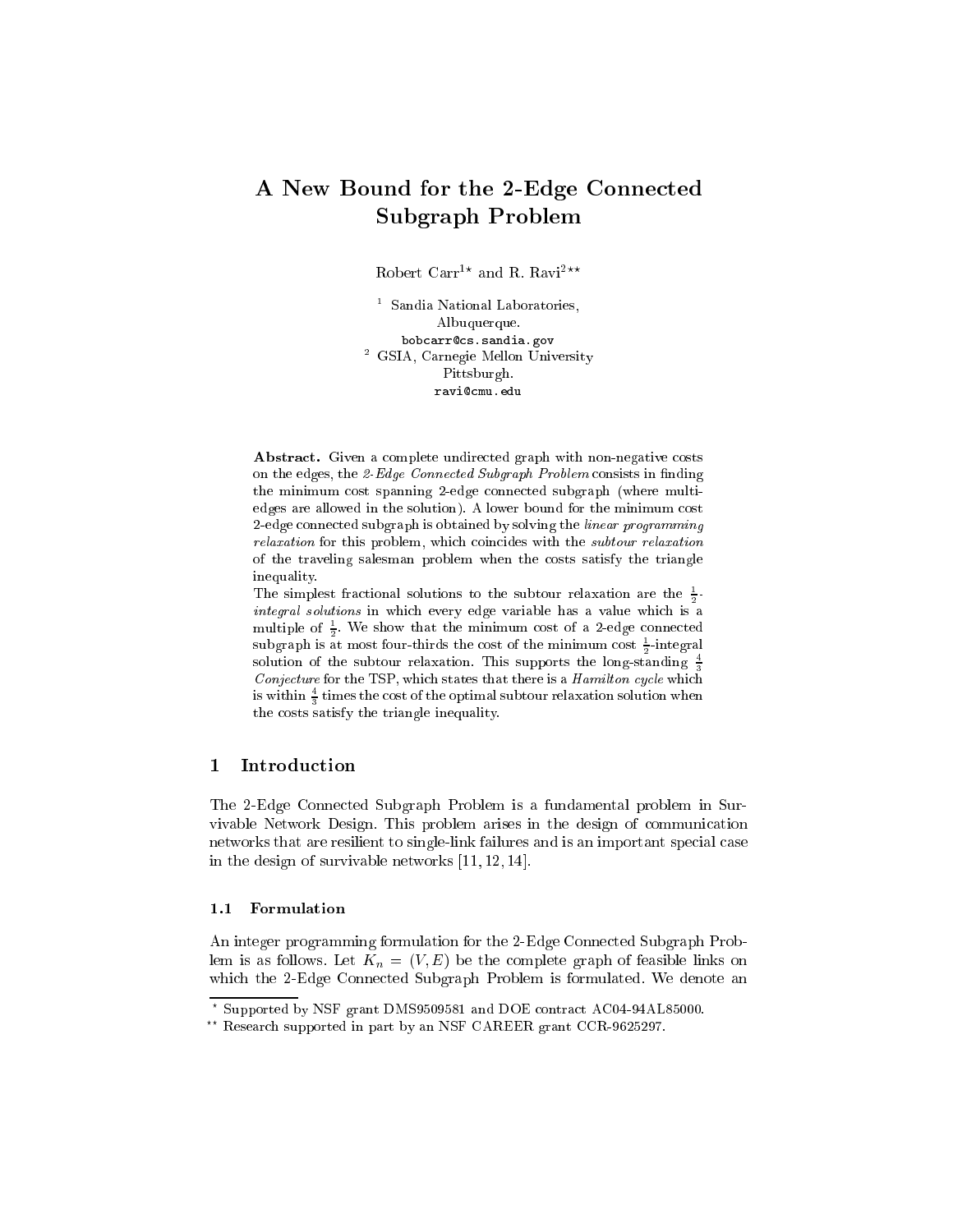# A New Bound for the 2-Edge Connected Subgraph Problem

Robert Carr[1*] and R. Ravi[2**]

[1] Sandia National Laboratories, Albuquerque.
bobcarr@cs.sandia.gov

[2] GSIA, Carnegie Mellon University Pittsburgh.
ravi@cmu.edu

**Abstract.** Given a complete undirected graph with non-negative costs on the edges, the *2-Edge Connected Subgraph Problem* consists in finding the minimum cost spanning 2-edge connected subgraph (where multi-edges are allowed in the solution). A lower bound for the minimum cost 2-edge connected subgraph is obtained by solving the *linear programming relaxation* for this problem, which coincides with the *subtour relaxation* of the traveling salesman problem when the costs satisfy the triangle inequality.

The simplest fractional solutions to the subtour relaxation are the $\frac{1}{2}$-*integral solutions* in which every edge variable has a value which is a multiple of $\frac{1}{2}$. We show that the minimum cost of a 2-edge connected subgraph is at most four-thirds the cost of the minimum cost $\frac{1}{2}$-integral solution of the subtour relaxation. This supports the long-standing $\frac{4}{3}$ *Conjecture* for the TSP, which states that there is a *Hamilton cycle* which is within $\frac{4}{3}$ times the cost of the optimal subtour relaxation solution when the costs satisfy the triangle inequality.

## 1 Introduction

The 2-Edge Connected Subgraph Problem is a fundamental problem in Survivable Network Design. This problem arises in the design of communication networks that are resilient to single-link failures and is an important special case in the design of survivable networks [11, 12, 14].

### 1.1 Formulation

An integer programming formulation for the 2-Edge Connected Subgraph Problem is as follows. Let $K_n = (V, E)$ be the complete graph of feasible links on which the 2-Edge Connected Subgraph Problem is formulated. We denote an

* Supported by NSF grant DMS9509581 and DOE contract AC04-94AL85000.

** Research supported in part by an NSF CAREER grant CCR-9625297.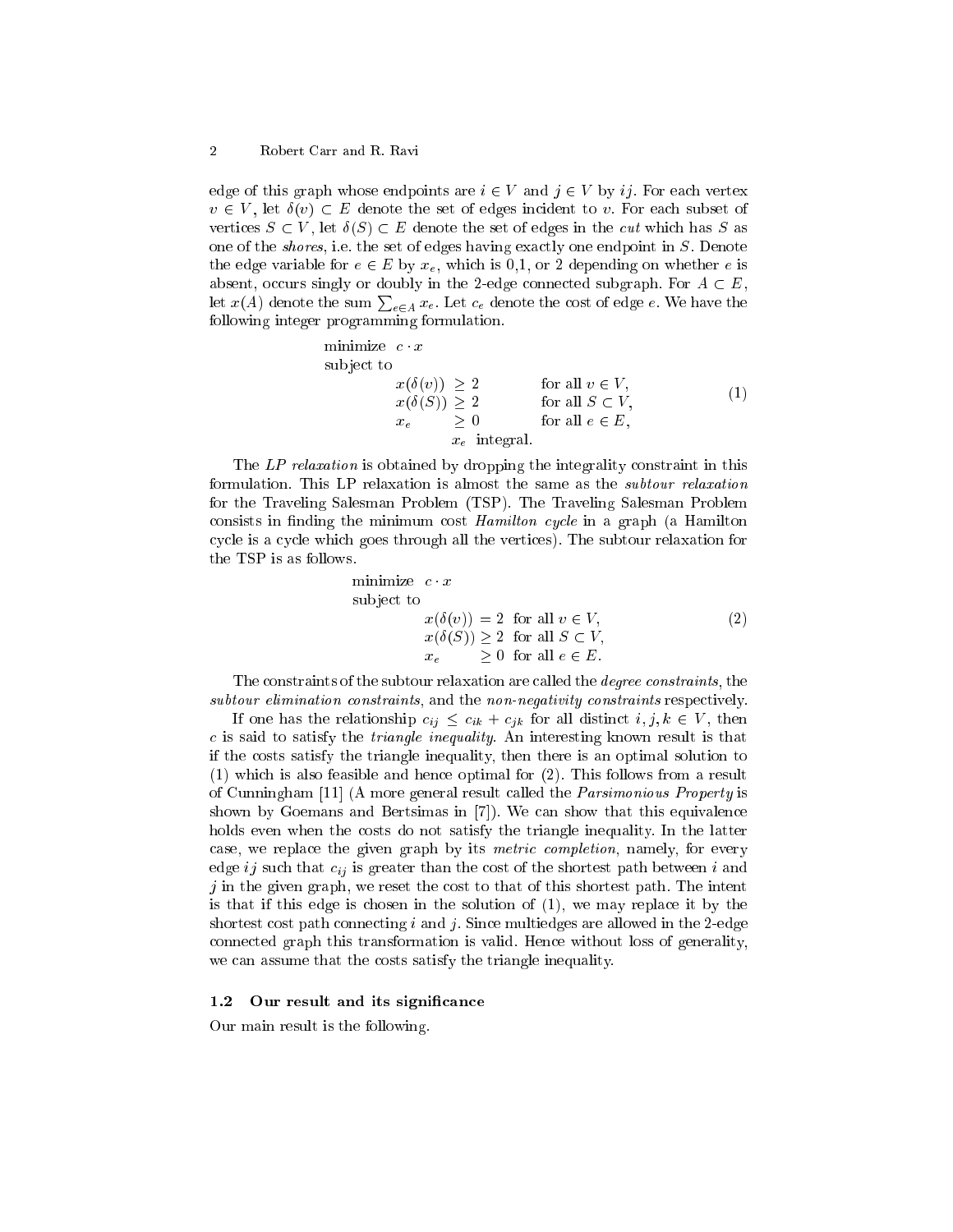edge of this graph whose endpoints are $i \in V$ and $j \in V$ by $ij$. For each vertex $v \in V$, let $\delta(v) \subset E$ denote the set of edges incident to $v$. For each subset of vertices $S \subset V$, let $\delta(S) \subset E$ denote the set of edges in the *cut* which has $S$ as one of the *shores*, i.e. the set of edges having exactly one endpoint in $S$. Denote the edge variable for $e \in E$ by $x_e$, which is 0,1, or 2 depending on whether $e$ is absent, occurs singly or doubly in the 2-edge connected subgraph. For $A \subset E$, let $x(A)$ denote the sum $\sum_{e \in A} x_e$. Let $c_e$ denote the cost of edge $e$. We have the following integer programming formulation.

$$
\begin{array}{ll}
\text{minimize} & c \cdot x \\
\text{subject to} & \\
& \begin{array}{lll}
x(\delta(v)) & \geq 2 & \text{for all } v \in V, \\
x(\delta(S)) & \geq 2 & \text{for all } S \subset V, \\
x_e & \geq 0 & \text{for all } e \in E, \\
& x_e \ \text{integral.} &
\end{array}
\end{array}
\tag{1}
$$

The *LP relaxation* is obtained by dropping the integrality constraint in this formulation. This LP relaxation is almost the same as the *subtour relaxation* for the Traveling Salesman Problem (TSP). The Traveling Salesman Problem consists in finding the minimum cost *Hamilton cycle* in a graph (a Hamilton cycle is a cycle which goes through all the vertices). The subtour relaxation for the TSP is as follows.

$$
\begin{array}{ll}
\text{minimize} & c \cdot x \\
\text{subject to} & \\
& \begin{array}{lll}
x(\delta(v)) & = 2 & \text{for all } v \in V, \\
x(\delta(S)) & \geq 2 & \text{for all } S \subset V, \\
x_e & \geq 0 & \text{for all } e \in E.
\end{array}
\end{array}
\tag{2}
$$

The constraints of the subtour relaxation are called the *degree constraints*, the *subtour elimination constraints*, and the *non-negativity constraints* respectively.

If one has the relationship $c_{ij} \leq c_{ik} + c_{jk}$ for all distinct $i, j, k \in V$, then $c$ is said to satisfy the *triangle inequality*. An interesting known result is that if the costs satisfy the triangle inequality, then there is an optimal solution to (1) which is also feasible and hence optimal for (2). This follows from a result of Cunningham [11] (A more general result called the *Parsimonious Property* is shown by Goemans and Bertsimas in [7]). We can show that this equivalence holds even when the costs do not satisfy the triangle inequality. In the latter case, we replace the given graph by its *metric completion*, namely, for every edge $ij$ such that $c_{ij}$ is greater than the cost of the shortest path between $i$ and $j$ in the given graph, we reset the cost to that of this shortest path. The intent is that if this edge is chosen in the solution of (1), we may replace it by the shortest cost path connecting $i$ and $j$. Since multiedges are allowed in the 2-edge connected graph this transformation is valid. Hence without loss of generality, we can assume that the costs satisfy the triangle inequality.

### 1.2 Our result and its significance

Our main result is the following.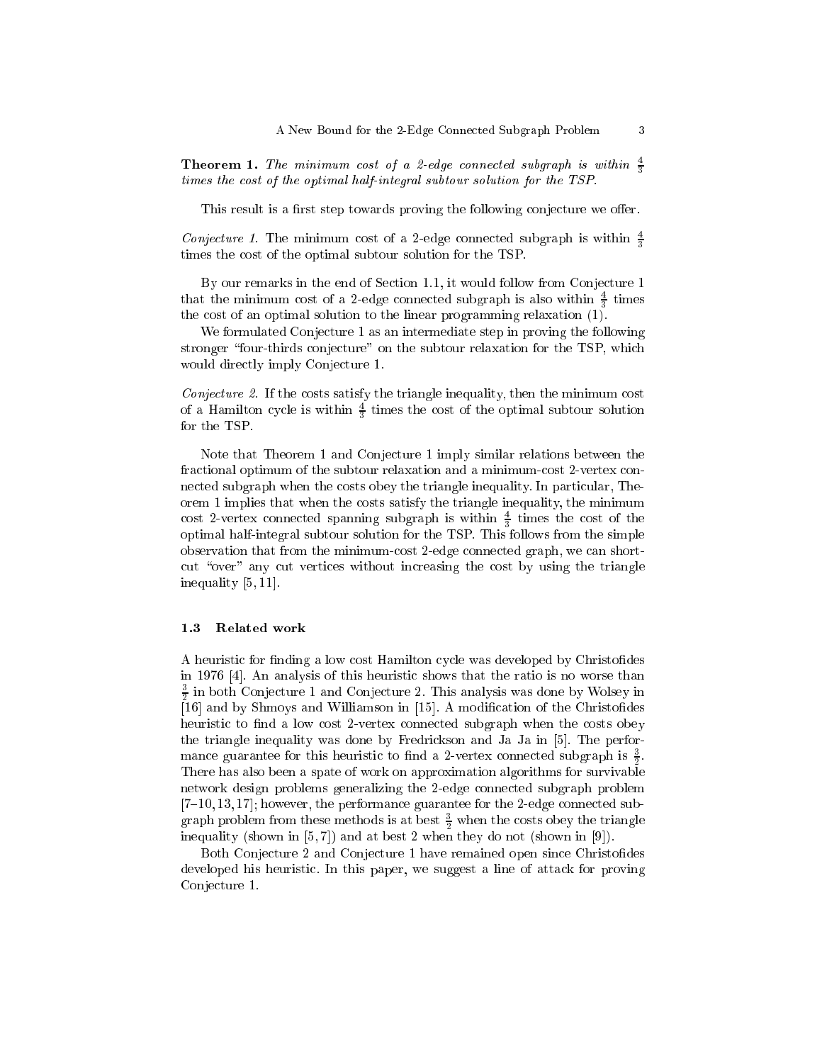**Theorem 1.** *The minimum cost of a 2-edge connected subgraph is within $\frac{4}{3}$ times the cost of the optimal half-integral subtour solution for the TSP.*

This result is a first step towards proving the following conjecture we offer.

*Conjecture 1.* The minimum cost of a 2-edge connected subgraph is within $\frac{4}{3}$ times the cost of the optimal subtour solution for the TSP.

By our remarks in the end of Section 1.1, it would follow from Conjecture 1 that the minimum cost of a 2-edge connected subgraph is also within $\frac{4}{3}$ times the cost of an optimal solution to the linear programming relaxation (1).

We formulated Conjecture 1 as an intermediate step in proving the following stronger "four-thirds conjecture" on the subtour relaxation for the TSP, which would directly imply Conjecture 1.

*Conjecture 2.* If the costs satisfy the triangle inequality, then the minimum cost of a Hamilton cycle is within $\frac{4}{3}$ times the cost of the optimal subtour solution for the TSP.

Note that Theorem 1 and Conjecture 1 imply similar relations between the fractional optimum of the subtour relaxation and a minimum-cost 2-vertex connected subgraph when the costs obey the triangle inequality. In particular, Theorem 1 implies that when the costs satisfy the triangle inequality, the minimum cost 2-vertex connected spanning subgraph is within $\frac{4}{3}$ times the cost of the optimal half-integral subtour solution for the TSP. This follows from the simple observation that from the minimum-cost 2-edge connected graph, we can shortcut "over" any cut vertices without increasing the cost by using the triangle inequality [5, 11].

### 1.3 Related work

A heuristic for finding a low cost Hamilton cycle was developed by Christofides in 1976 [4]. An analysis of this heuristic shows that the ratio is no worse than $\frac{3}{2}$ in both Conjecture 1 and Conjecture 2. This analysis was done by Wolsey in [16] and by Shmoys and Williamson in [15]. A modification of the Christofides heuristic to find a low cost 2-vertex connected subgraph when the costs obey the triangle inequality was done by Fredrickson and Ja Ja in [5]. The performance guarantee for this heuristic to find a 2-vertex connected subgraph is $\frac{3}{2}$. There has also been a spate of work on approximation algorithms for survivable network design problems generalizing the 2-edge connected subgraph problem [7–10, 13, 17]; however, the performance guarantee for the 2-edge connected subgraph problem from these methods is at best $\frac{3}{2}$ when the costs obey the triangle inequality (shown in [5, 7]) and at best 2 when they do not (shown in [9]).

Both Conjecture 2 and Conjecture 1 have remained open since Christofides developed his heuristic. In this paper, we suggest a line of attack for proving Conjecture 1.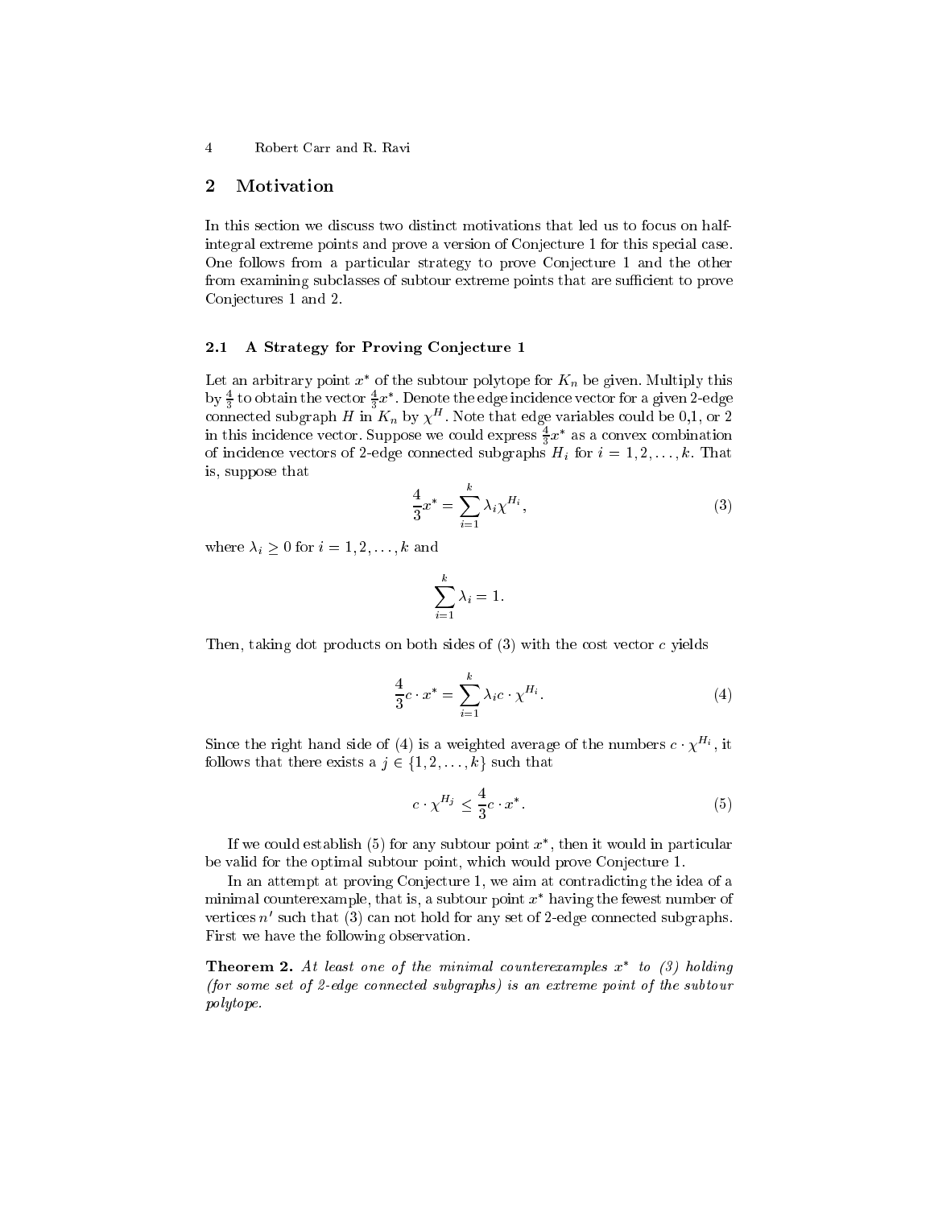## 2 Motivation

In this section we discuss two distinct motivations that led us to focus on half-integral extreme points and prove a version of Conjecture 1 for this special case. One follows from a particular strategy to prove Conjecture 1 and the other from examining subclasses of subtour extreme points that are sufficient to prove Conjectures 1 and 2.

### 2.1 A Strategy for Proving Conjecture 1

Let an arbitrary point $x^*$ of the subtour polytope for $K_n$ be given. Multiply this by $\frac{4}{3}$ to obtain the vector $\frac{4}{3}x^*$. Denote the edge incidence vector for a given 2-edge connected subgraph $H$ in $K_n$ by $\chi^H$. Note that edge variables could be 0,1, or 2 in this incidence vector. Suppose we could express $\frac{4}{3}x^*$ as a convex combination of incidence vectors of 2-edge connected subgraphs $H_i$ for $i = 1, 2, \ldots, k$. That is, suppose that

$$\frac{4}{3}x^* = \sum_{i=1}^{k} \lambda_i \chi^{H_i}, \tag{3}$$

where $\lambda_i \geq 0$ for $i = 1, 2, \ldots, k$ and

$$\sum_{i=1}^{k} \lambda_i = 1.$$

Then, taking dot products on both sides of (3) with the cost vector $c$ yields

$$\frac{4}{3}c \cdot x^* = \sum_{i=1}^{k} \lambda_i c \cdot \chi^{H_i}. \tag{4}$$

Since the right hand side of (4) is a weighted average of the numbers $c \cdot \chi^{H_i}$, it follows that there exists a $j \in \{1, 2, \ldots, k\}$ such that

$$c \cdot \chi^{H_j} \leq \frac{4}{3}c \cdot x^*. \tag{5}$$

If we could establish (5) for any subtour point $x^*$, then it would in particular be valid for the optimal subtour point, which would prove Conjecture 1.

In an attempt at proving Conjecture 1, we aim at contradicting the idea of a minimal counterexample, that is, a subtour point $x^*$ having the fewest number of vertices $n'$ such that (3) can not hold for any set of 2-edge connected subgraphs. First we have the following observation.

**Theorem 2.** *At least one of the minimal counterexamples $x^*$ to (3) holding (for some set of 2-edge connected subgraphs) is an extreme point of the subtour polytope.*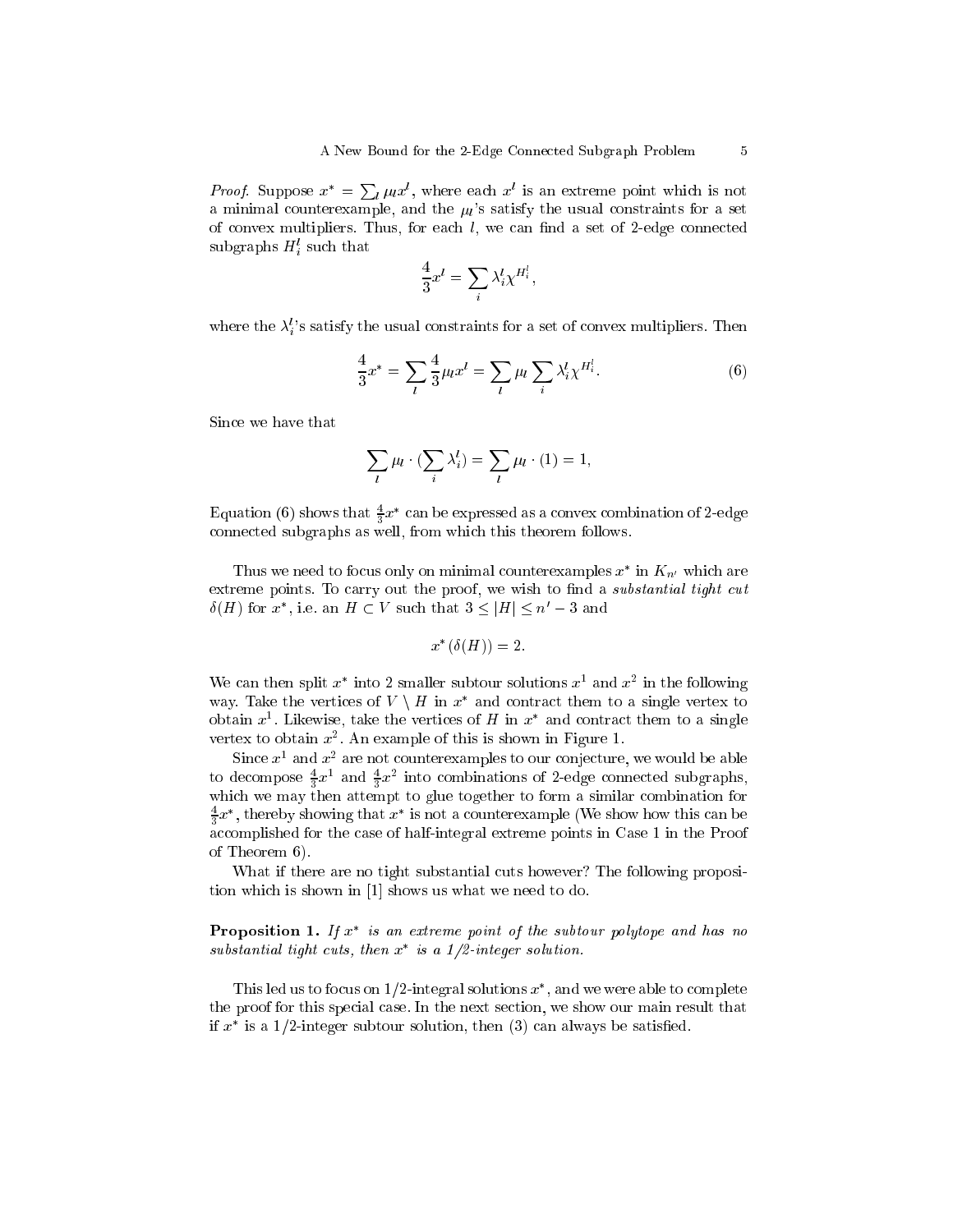*Proof.* Suppose $x^* = \sum_l \mu_l x^l$, where each $x^l$ is an extreme point which is not a minimal counterexample, and the $\mu_l$'s satisfy the usual constraints for a set of convex multipliers. Thus, for each $l$, we can find a set of 2-edge connected subgraphs $H_i^l$ such that

$$\frac{4}{3}x^l = \sum_i \lambda_i^l \chi^{H_i^l},$$

where the $\lambda_i^l$'s satisfy the usual constraints for a set of convex multipliers. Then

$$\frac{4}{3}x^* = \sum_l \frac{4}{3}\mu_l x^l = \sum_l \mu_l \sum_i \lambda_i^l \chi^{H_i^l}. \tag{6}$$

Since we have that

$$\sum_l \mu_l \cdot (\sum_i \lambda_i^l) = \sum_l \mu_l \cdot (1) = 1,$$

Equation (6) shows that $\frac{4}{3}x^*$ can be expressed as a convex combination of 2-edge connected subgraphs as well, from which this theorem follows.

Thus we need to focus only on minimal counterexamples $x^*$ in $K_{n'}$ which are extreme points. To carry out the proof, we wish to find a *substantial tight cut* $\delta(H)$ for $x^*$, i.e. an $H \subset V$ such that $3 \leq |H| \leq n' - 3$ and

$$x^*(\delta(H)) = 2.$$

We can then split $x^*$ into 2 smaller subtour solutions $x^1$ and $x^2$ in the following way. Take the vertices of $V \setminus H$ in $x^*$ and contract them to a single vertex to obtain $x^1$. Likewise, take the vertices of $H$ in $x^*$ and contract them to a single vertex to obtain $x^2$. An example of this is shown in Figure 1.

Since $x^1$ and $x^2$ are not counterexamples to our conjecture, we would be able to decompose $\frac{4}{3}x^1$ and $\frac{4}{3}x^2$ into combinations of 2-edge connected subgraphs, which we may then attempt to glue together to form a similar combination for $\frac{4}{3}x^*$, thereby showing that $x^*$ is not a counterexample (We show how this can be accomplished for the case of half-integral extreme points in Case 1 in the Proof of Theorem 6).

What if there are no tight substantial cuts however? The following proposition which is shown in [1] shows us what we need to do.

**Proposition 1.** *If $x^*$ is an extreme point of the subtour polytope and has no substantial tight cuts, then $x^*$ is a 1/2-integer solution.*

This led us to focus on 1/2-integral solutions $x^*$, and we were able to complete the proof for this special case. In the next section, we show our main result that if $x^*$ is a 1/2-integer subtour solution, then (3) can always be satisfied.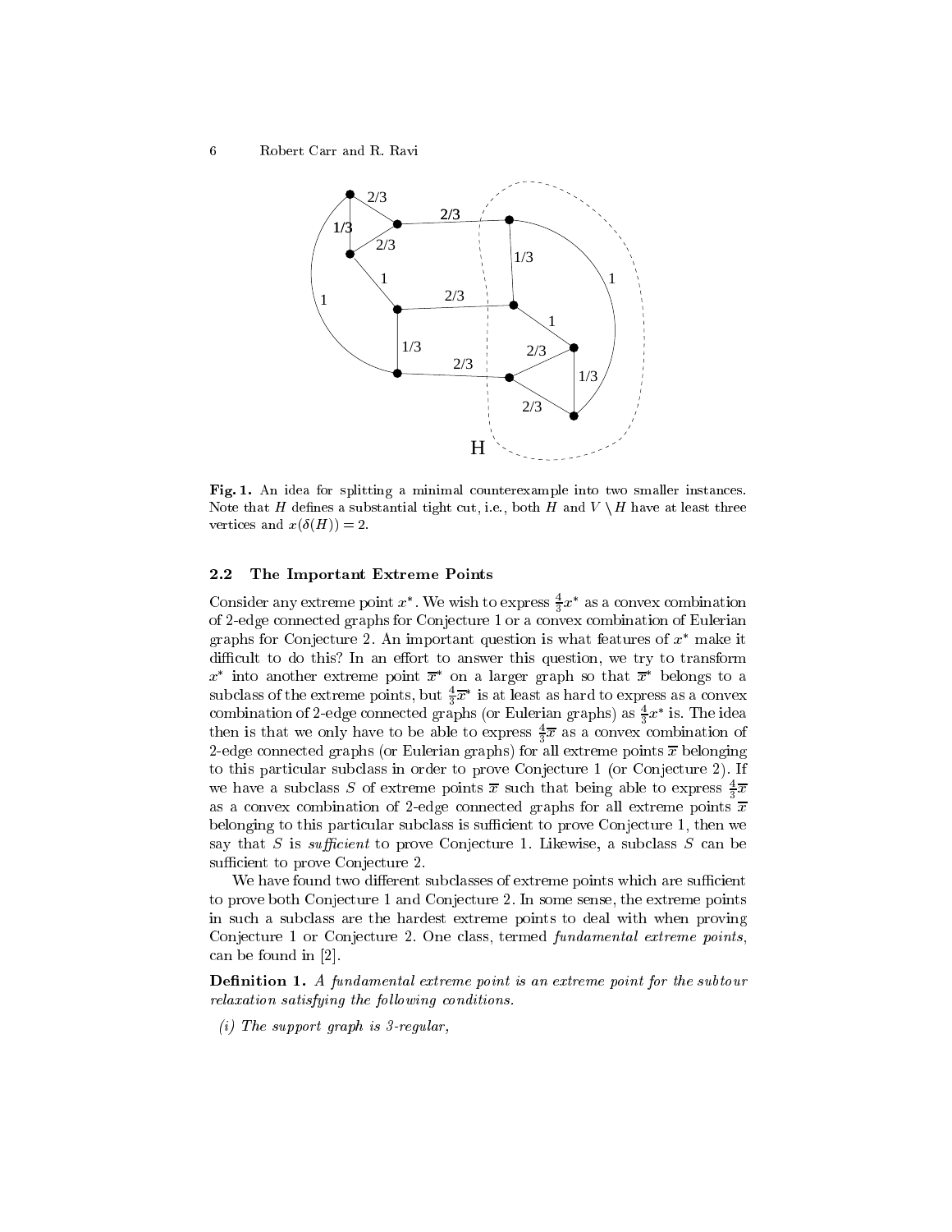Fig. 1. An idea for splitting a minimal counterexample into two smaller instances. Note that $H$ defines a substantial tight cut, i.e., both $H$ and $V \setminus H$ have at least three vertices and $x(\delta(H)) = 2$.

### 2.2 The Important Extreme Points

Consider any extreme point $x^*$. We wish to express $\frac{4}{3}x^*$ as a convex combination of 2-edge connected graphs for Conjecture 1 or a convex combination of Eulerian graphs for Conjecture 2. An important question is what features of $x^*$ make it difficult to do this? In an effort to answer this question, we try to transform $x^*$ into another extreme point $\overline{x}^*$ on a larger graph so that $\overline{x}^*$ belongs to a subclass of the extreme points, but $\frac{4}{3}\overline{x}^*$ is at least as hard to express as a convex combination of 2-edge connected graphs (or Eulerian graphs) as $\frac{4}{3}x^*$ is. The idea then is that we only have to be able to express $\frac{4}{3}\overline{x}$ as a convex combination of 2-edge connected graphs (or Eulerian graphs) for all extreme points $\overline{x}$ belonging to this particular subclass in order to prove Conjecture 1 (or Conjecture 2). If we have a subclass $S$ of extreme points $\overline{x}$ such that being able to express $\frac{4}{3}\overline{x}$ as a convex combination of 2-edge connected graphs for all extreme points $\overline{x}$ belonging to this particular subclass is sufficient to prove Conjecture 1, then we say that $S$ is *sufficient* to prove Conjecture 1. Likewise, a subclass $S$ can be sufficient to prove Conjecture 2.

We have found two different subclasses of extreme points which are sufficient to prove both Conjecture 1 and Conjecture 2. In some sense, the extreme points in such a subclass are the hardest extreme points to deal with when proving Conjecture 1 or Conjecture 2. One class, termed *fundamental extreme points*, can be found in [2].

**Definition 1.** *A fundamental extreme point is an extreme point for the subtour relaxation satisfying the following conditions.*

*(i) The support graph is 3-regular,*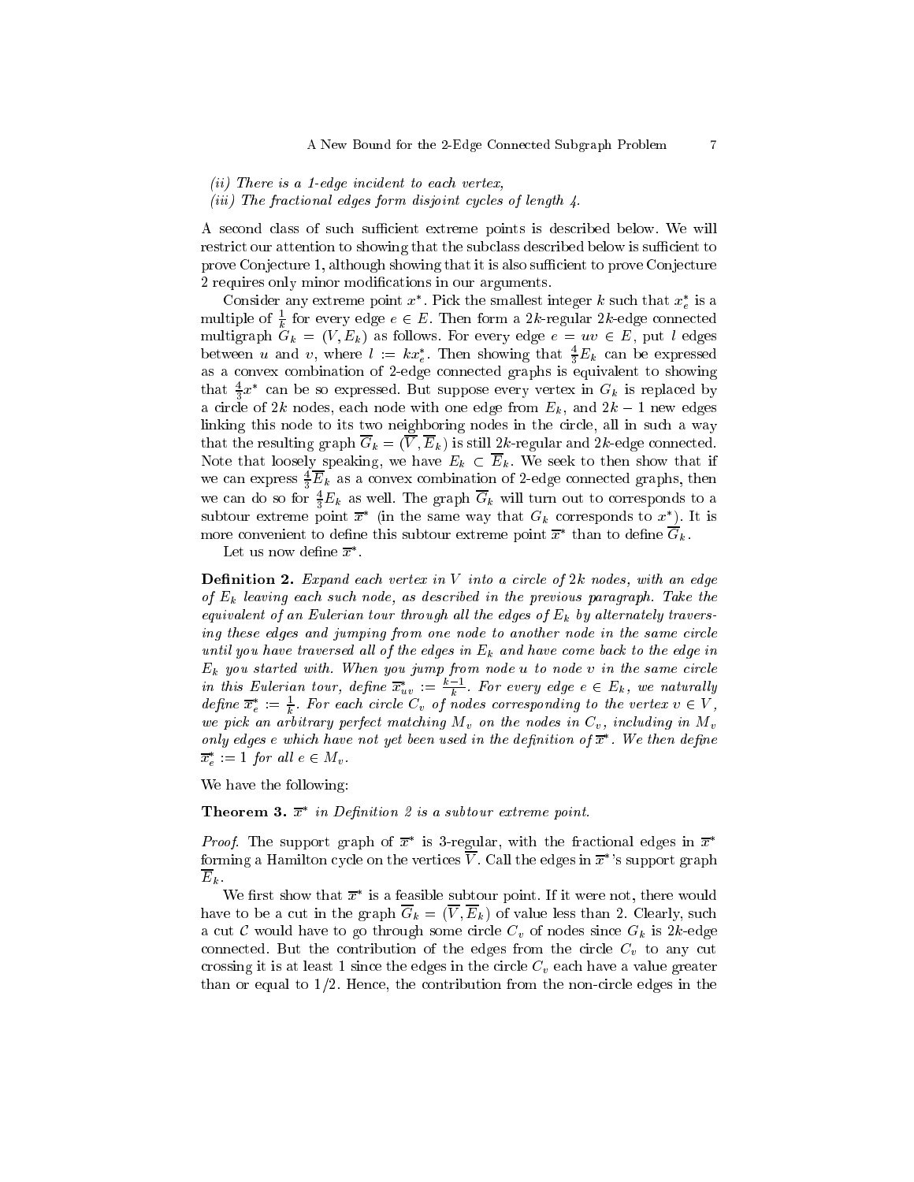*(ii) There is a 1-edge incident to each vertex,*

*(iii) The fractional edges form disjoint cycles of length 4.*

A second class of such sufficient extreme points is described below. We will restrict our attention to showing that the subclass described below is sufficient to prove Conjecture 1, although showing that it is also sufficient to prove Conjecture 2 requires only minor modifications in our arguments.

Consider any extreme point $x^*$. Pick the smallest integer $k$ such that $x^*_e$ is a multiple of $\frac{1}{k}$ for every edge $e \in E$. Then form a $2k$-regular $2k$-edge connected multigraph $G_k = (V, E_k)$ as follows. For every edge $e = uv \in E$, put $l$ edges between $u$ and $v$, where $l := kx^*_e$. Then showing that $\frac{4}{3}E_k$ can be expressed as a convex combination of 2-edge connected graphs is equivalent to showing that $\frac{4}{3}x^*$ can be so expressed. But suppose every vertex in $G_k$ is replaced by a circle of $2k$ nodes, each node with one edge from $E_k$, and $2k-1$ new edges linking this node to its two neighboring nodes in the circle, all in such a way that the resulting graph $\overline{G}_k = (\overline{V}, \overline{E}_k)$ is still $2k$-regular and $2k$-edge connected. Note that loosely speaking, we have $E_k \subset \overline{E}_k$. We seek to then show that if we can express $\frac{4}{3}\overline{E}_k$ as a convex combination of 2-edge connected graphs, then we can do so for $\frac{4}{3}E_k$ as well. The graph $\overline{G}_k$ will turn out to corresponds to a subtour extreme point $\overline{x}^*$ (in the same way that $G_k$ corresponds to $x^*$). It is more convenient to define this subtour extreme point $\overline{x}^*$ than to define $\overline{G}_k$.

Let us now define $\overline{x}^*$.

**Definition 2.** *Expand each vertex in $V$ into a circle of $2k$ nodes, with an edge of $E_k$ leaving each such node, as described in the previous paragraph. Take the equivalent of an Eulerian tour through all the edges of $E_k$ by alternately traversing these edges and jumping from one node to another node in the same circle until you have traversed all of the edges in $E_k$ and have come back to the edge in $E_k$ you started with. When you jump from node $u$ to node $v$ in the same circle in this Eulerian tour, define $\overline{x}^*_{uv} := \frac{k-1}{k}$. For every edge $e \in E_k$, we naturally define $\overline{x}^*_e := \frac{1}{k}$. For each circle $C_v$ of nodes corresponding to the vertex $v \in V$, we pick an arbitrary perfect matching $M_v$ on the nodes in $C_v$, including in $M_v$ only edges $e$ which have not yet been used in the definition of $\overline{x}^*$. We then define $\overline{x}^*_e := 1$ for all $e \in M_v$.*

We have the following:

**Theorem 3.** *$\overline{x}^*$ in Definition 2 is a subtour extreme point.*

*Proof.* The support graph of $\overline{x}^*$ is 3-regular, with the fractional edges in $\overline{x}^*$ forming a Hamilton cycle on the vertices $\overline{V}$. Call the edges in $\overline{x}^*$'s support graph $\overline{E}_k$.

We first show that $\overline{x}^*$ is a feasible subtour point. If it were not, there would have to be a cut in the graph $\overline{G}_k = (\overline{V}, \overline{E}_k)$ of value less than 2. Clearly, such a cut $\mathcal{C}$ would have to go through some circle $C_v$ of nodes since $G_k$ is $2k$-edge connected. But the contribution of the edges from the circle $C_v$ to any cut crossing it is at least 1 since the edges in the circle $C_v$ each have a value greater than or equal to 1/2. Hence, the contribution from the non-circle edges in the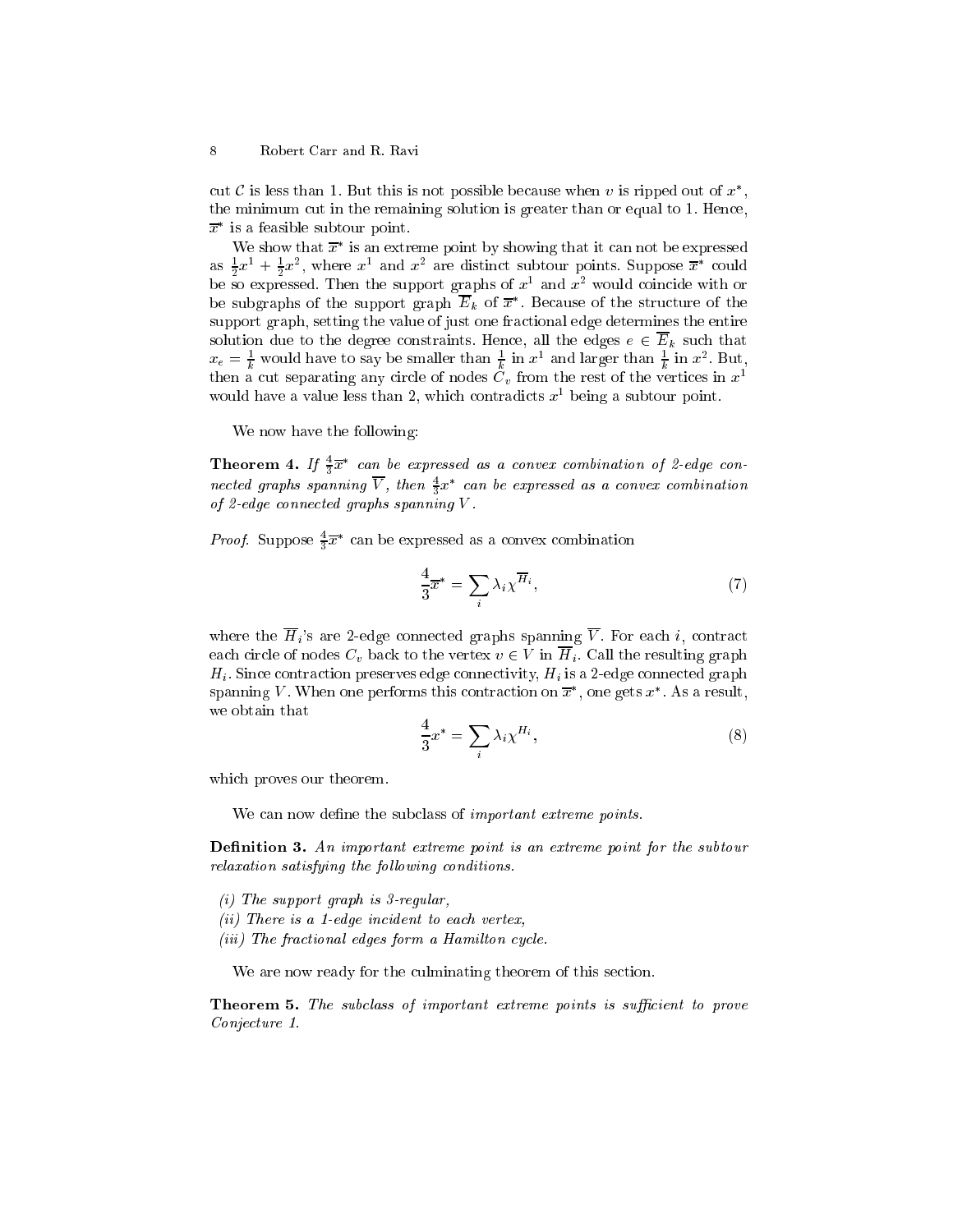cut $\mathcal{C}$ is less than 1. But this is not possible because when $v$ is ripped out of $x^*$, the minimum cut in the remaining solution is greater than or equal to 1. Hence, $\overline{x}^*$ is a feasible subtour point.

We show that $\overline{x}^*$ is an extreme point by showing that it can not be expressed as $\frac{1}{2}x^1 + \frac{1}{2}x^2$, where $x^1$ and $x^2$ are distinct subtour points. Suppose $\overline{x}^*$ could be so expressed. Then the support graphs of $x^1$ and $x^2$ would coincide with or be subgraphs of the support graph $\overline{E}_k$ of $\overline{x}^*$. Because of the structure of the support graph, setting the value of just one fractional edge determines the entire solution due to the degree constraints. Hence, all the edges $e \in \overline{E}_k$ such that $x_e = \frac{1}{k}$ would have to say be smaller than $\frac{1}{k}$ in $x^1$ and larger than $\frac{1}{k}$ in $x^2$. But, then a cut separating any circle of nodes $C_v$ from the rest of the vertices in $x^1$ would have a value less than 2, which contradicts $x^1$ being a subtour point.

We now have the following:

**Theorem 4.** *If $\frac{4}{3}\overline{x}^*$ can be expressed as a convex combination of 2-edge connected graphs spanning $\overline{V}$, then $\frac{4}{3}x^*$ can be expressed as a convex combination of 2-edge connected graphs spanning $V$.*

*Proof.* Suppose $\frac{4}{3}\overline{x}^*$ can be expressed as a convex combination

$$\frac{4}{3}\overline{x}^* = \sum_i \lambda_i \chi^{\overline{H}_i}, \tag{7}$$

where the $\overline{H}_i$'s are 2-edge connected graphs spanning $\overline{V}$. For each $i$, contract each circle of nodes $C_v$ back to the vertex $v \in V$ in $\overline{H}_i$. Call the resulting graph $H_i$. Since contraction preserves edge connectivity, $H_i$ is a 2-edge connected graph spanning $V$. When one performs this contraction on $\overline{x}^*$, one gets $x^*$. As a result, we obtain that

$$\frac{4}{3}x^* = \sum_i \lambda_i \chi^{H_i}, \tag{8}$$

which proves our theorem.

We can now define the subclass of *important extreme points.*

**Definition 3.** *An important extreme point is an extreme point for the subtour relaxation satisfying the following conditions.*

*(i) The support graph is 3-regular,*
*(ii) There is a 1-edge incident to each vertex,*
*(iii) The fractional edges form a Hamilton cycle.*

We are now ready for the culminating theorem of this section.

**Theorem 5.** *The subclass of important extreme points is sufficient to prove Conjecture 1.*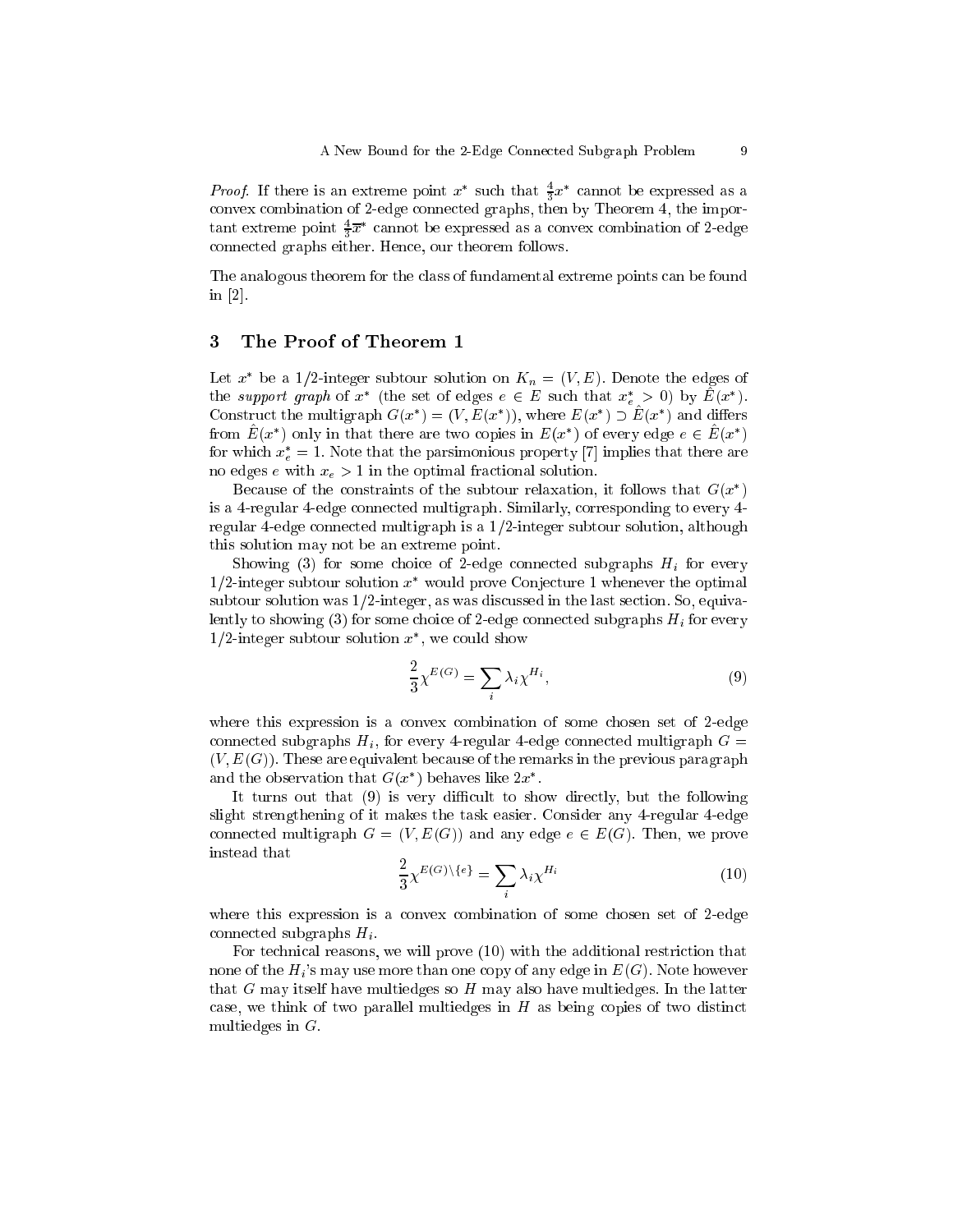*Proof.* If there is an extreme point $x^*$ such that $\frac{4}{3}x^*$ cannot be expressed as a convex combination of 2-edge connected graphs, then by Theorem 4, the important extreme point $\frac{4}{3}\overline{x}^*$ cannot be expressed as a convex combination of 2-edge connected graphs either. Hence, our theorem follows.

The analogous theorem for the class of fundamental extreme points can be found in [2].

## 3 The Proof of Theorem 1

Let $x^*$ be a 1/2-integer subtour solution on $K_n = (V, E)$. Denote the edges of the *support graph* of $x^*$ (the set of edges $e \in E$ such that $x^*_e > 0$) by $\hat{E}(x^*)$. Construct the multigraph $G(x^*) = (V, E(x^*))$, where $E(x^*) \supset \hat{E}(x^*)$ and differs from $\hat{E}(x^*)$ only in that there are two copies in $E(x^*)$ of every edge $e \in \hat{E}(x^*)$ for which $x^*_e = 1$. Note that the parsimonious property [7] implies that there are no edges $e$ with $x_e > 1$ in the optimal fractional solution.

Because of the constraints of the subtour relaxation, it follows that $G(x^*)$ is a 4-regular 4-edge connected multigraph. Similarly, corresponding to every 4-regular 4-edge connected multigraph is a 1/2-integer subtour solution, although this solution may not be an extreme point.

Showing (3) for some choice of 2-edge connected subgraphs $H_i$ for every 1/2-integer subtour solution $x^*$ would prove Conjecture 1 whenever the optimal subtour solution was 1/2-integer, as was discussed in the last section. So, equivalently to showing (3) for some choice of 2-edge connected subgraphs $H_i$ for every 1/2-integer subtour solution $x^*$, we could show

$$\frac{2}{3}\chi^{E(G)} = \sum_i \lambda_i \chi^{H_i}, \tag{9}$$

where this expression is a convex combination of some chosen set of 2-edge connected subgraphs $H_i$, for every 4-regular 4-edge connected multigraph $G = (V, E(G))$. These are equivalent because of the remarks in the previous paragraph and the observation that $G(x^*)$ behaves like $2x^*$.

It turns out that (9) is very difficult to show directly, but the following slight strengthening of it makes the task easier. Consider any 4-regular 4-edge connected multigraph $G = (V, E(G))$ and any edge $e \in E(G)$. Then, we prove instead that

$$\frac{2}{3}\chi^{E(G)\setminus\{e\}} = \sum_i \lambda_i \chi^{H_i} \tag{10}$$

where this expression is a convex combination of some chosen set of 2-edge connected subgraphs $H_i$.

For technical reasons, we will prove (10) with the additional restriction that none of the $H_i$'s may use more than one copy of any edge in $E(G)$. Note however that $G$ may itself have multiedges so $H$ may also have multiedges. In the latter case, we think of two parallel multiedges in $H$ as being copies of two distinct multiedges in $G$.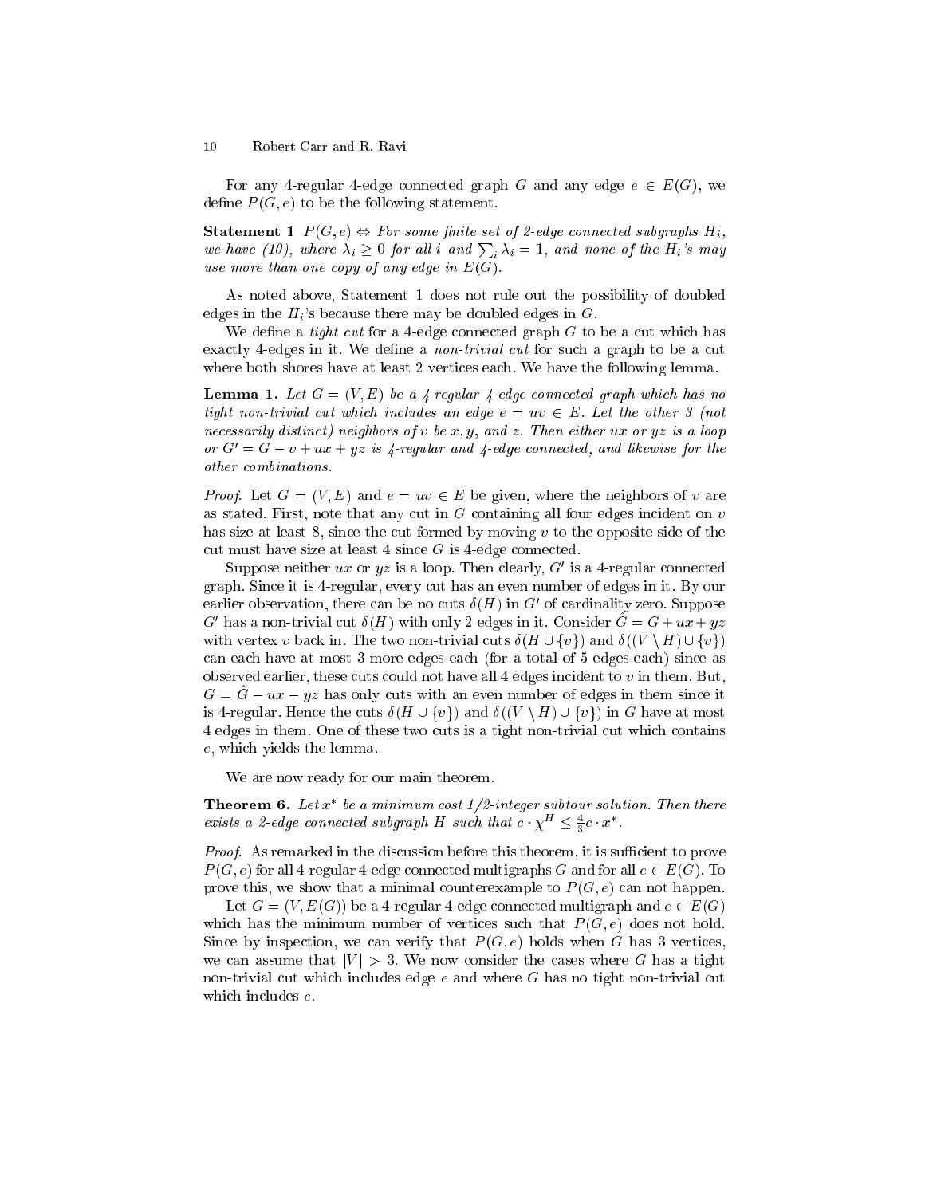For any 4-regular 4-edge connected graph $G$ and any edge $e \in E(G)$, we define $P(G, e)$ to be the following statement.

**Statement 1** $P(G, e) \Leftrightarrow$ *For some finite set of 2-edge connected subgraphs $H_i$, we have (10), where $\lambda_i \geq 0$ for all $i$ and $\sum_i \lambda_i = 1$, and none of the $H_i$'s may use more than one copy of any edge in $E(G)$.*

As noted above, Statement 1 does not rule out the possibility of doubled edges in the $H_i$'s because there may be doubled edges in $G$.

We define a *tight cut* for a 4-edge connected graph $G$ to be a cut which has exactly 4-edges in it. We define a *non-trivial cut* for such a graph to be a cut where both shores have at least 2 vertices each. We have the following lemma.

**Lemma 1.** *Let $G = (V, E)$ be a 4-regular 4-edge connected graph which has no tight non-trivial cut which includes an edge $e = uv \in E$. Let the other 3 (not necessarily distinct) neighbors of $v$ be $x, y$, and $z$. Then either $ux$ or $yz$ is a loop or $G' = G - v + ux + yz$ is 4-regular and 4-edge connected, and likewise for the other combinations.*

*Proof.* Let $G = (V, E)$ and $e = uv \in E$ be given, where the neighbors of $v$ are as stated. First, note that any cut in $G$ containing all four edges incident on $v$ has size at least 8, since the cut formed by moving $v$ to the opposite side of the cut must have size at least 4 since $G$ is 4-edge connected.

Suppose neither $ux$ or $yz$ is a loop. Then clearly, $G'$ is a 4-regular connected graph. Since it is 4-regular, every cut has an even number of edges in it. By our earlier observation, there can be no cuts $\delta(H)$ in $G'$ of cardinality zero. Suppose $G'$ has a non-trivial cut $\delta(H)$ with only 2 edges in it. Consider $\hat{G} = G + ux + yz$ with vertex $v$ back in. The two non-trivial cuts $\delta(H \cup \{v\})$ and $\delta((V \setminus H) \cup \{v\})$ can each have at most 3 more edges each (for a total of 5 edges each) since as observed earlier, these cuts could not have all 4 edges incident to $v$ in them. But, $G = \hat{G} - ux - yz$ has only cuts with an even number of edges in them since it is 4-regular. Hence the cuts $\delta(H \cup \{v\})$ and $\delta((V \setminus H) \cup \{v\})$ in $G$ have at most 4 edges in them. One of these two cuts is a tight non-trivial cut which contains $e$, which yields the lemma.

We are now ready for our main theorem.

**Theorem 6.** *Let $x^*$ be a minimum cost 1/2-integer subtour solution. Then there exists a 2-edge connected subgraph $H$ such that $c \cdot \chi^H \leq \frac{4}{3} c \cdot x^*$.*

*Proof.* As remarked in the discussion before this theorem, it is sufficient to prove $P(G, e)$ for all 4-regular 4-edge connected multigraphs $G$ and for all $e \in E(G)$. To prove this, we show that a minimal counterexample to $P(G, e)$ can not happen.

Let $G = (V, E(G))$ be a 4-regular 4-edge connected multigraph and $e \in E(G)$ which has the minimum number of vertices such that $P(G, e)$ does not hold. Since by inspection, we can verify that $P(G, e)$ holds when $G$ has 3 vertices, we can assume that $|V| > 3$. We now consider the cases where $G$ has a tight non-trivial cut which includes edge $e$ and where $G$ has no tight non-trivial cut which includes $e$.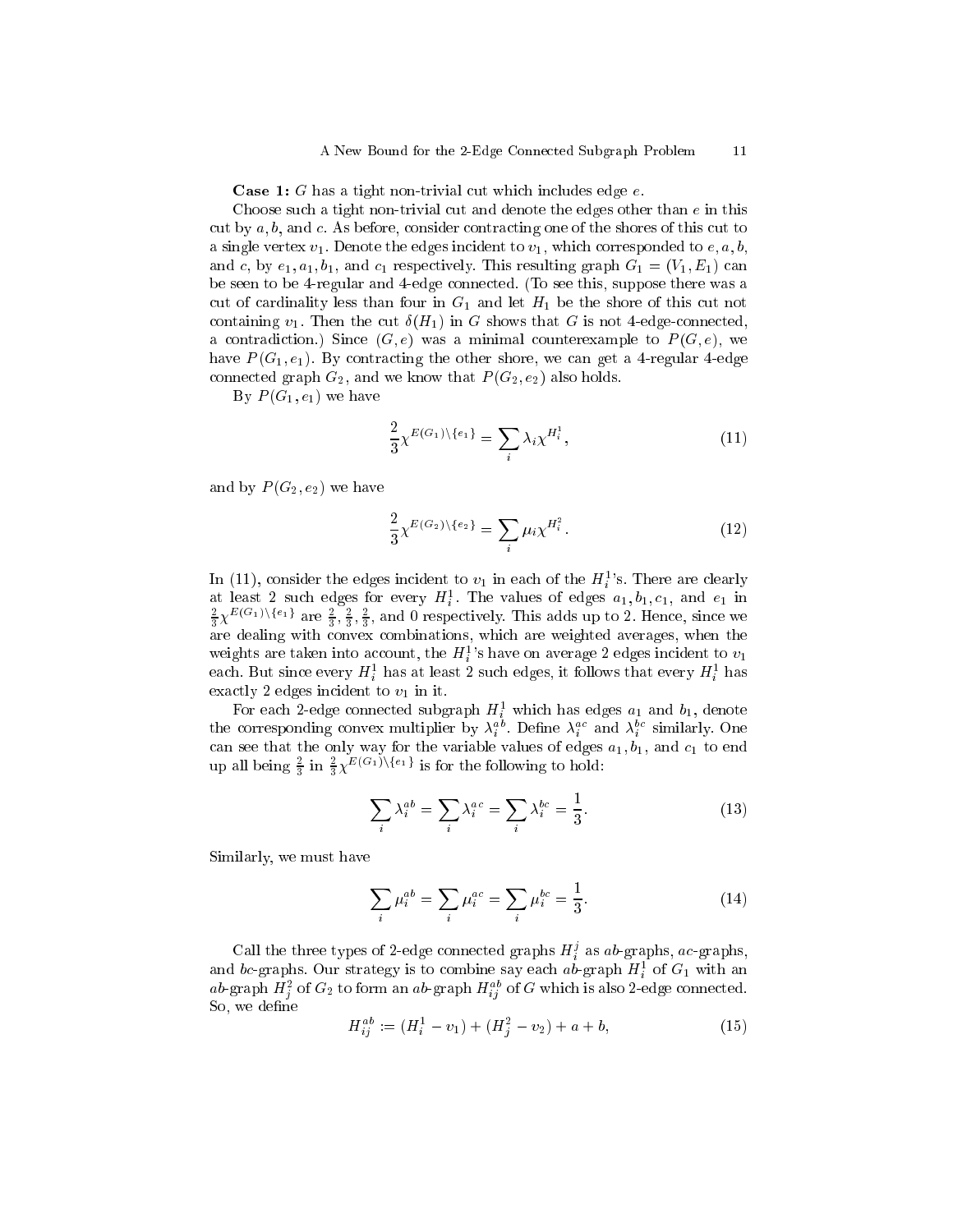**Case 1:** $G$ has a tight non-trivial cut which includes edge $e$.

Choose such a tight non-trivial cut and denote the edges other than $e$ in this cut by $a, b$, and $c$. As before, consider contracting one of the shores of this cut to a single vertex $v_1$. Denote the edges incident to $v_1$, which corresponded to $e, a, b$, and $c$, by $e_1, a_1, b_1$, and $c_1$ respectively. This resulting graph $G_1 = (V_1, E_1)$ can be seen to be 4-regular and 4-edge connected. (To see this, suppose there was a cut of cardinality less than four in $G_1$ and let $H_1$ be the shore of this cut not containing $v_1$. Then the cut $\delta(H_1)$ in $G$ shows that $G$ is not 4-edge-connected, a contradiction.) Since $(G, e)$ was a minimal counterexample to $P(G, e)$, we have $P(G_1, e_1)$. By contracting the other shore, we can get a 4-regular 4-edge connected graph $G_2$, and we know that $P(G_2, e_2)$ also holds.

By $P(G_1, e_1)$ we have

$$\frac{2}{3}\chi^{E(G_1)\setminus\{e_1\}} = \sum_i \lambda_i \chi^{H_i^1}, \tag{11}$$

and by $P(G_2, e_2)$ we have

$$\frac{2}{3}\chi^{E(G_2)\setminus\{e_2\}} = \sum_i \mu_i \chi^{H_i^2}. \tag{12}$$

In (11), consider the edges incident to $v_1$ in each of the $H_i^1$'s. There are clearly at least 2 such edges for every $H_i^1$. The values of edges $a_1, b_1, c_1$, and $e_1$ in $\frac{2}{3}\chi^{E(G_1)\setminus\{e_1\}}$ are $\frac{2}{3}, \frac{2}{3}, \frac{2}{3}$, and 0 respectively. This adds up to 2. Hence, since we are dealing with convex combinations, which are weighted averages, when the weights are taken into account, the $H_i^1$'s have on average 2 edges incident to $v_1$ each. But since every $H_i^1$ has at least 2 such edges, it follows that every $H_i^1$ has exactly 2 edges incident to $v_1$ in it.

For each 2-edge connected subgraph $H_i^1$ which has edges $a_1$ and $b_1$, denote the corresponding convex multiplier by $\lambda_i^{ab}$. Define $\lambda_i^{ac}$ and $\lambda_i^{bc}$ similarly. One can see that the only way for the variable values of edges $a_1, b_1$, and $c_1$ to end up all being $\frac{2}{3}$ in $\frac{2}{3}\chi^{E(G_1)\setminus\{e_1\}}$ is for the following to hold:

$$\sum_i \lambda_i^{ab} = \sum_i \lambda_i^{ac} = \sum_i \lambda_i^{bc} = \frac{1}{3}. \tag{13}$$

Similarly, we must have

$$\sum_i \mu_i^{ab} = \sum_i \mu_i^{ac} = \sum_i \mu_i^{bc} = \frac{1}{3}. \tag{14}$$

Call the three types of 2-edge connected graphs $H_i^j$ as $ab$-graphs, $ac$-graphs, and $bc$-graphs. Our strategy is to combine say each $ab$-graph $H_i^1$ of $G_1$ with an $ab$-graph $H_j^2$ of $G_2$ to form an $ab$-graph $H_{ij}^{ab}$ of $G$ which is also 2-edge connected. So, we define

$$H_{ij}^{ab} := (H_i^1 - v_1) + (H_j^2 - v_2) + a + b, \tag{15}$$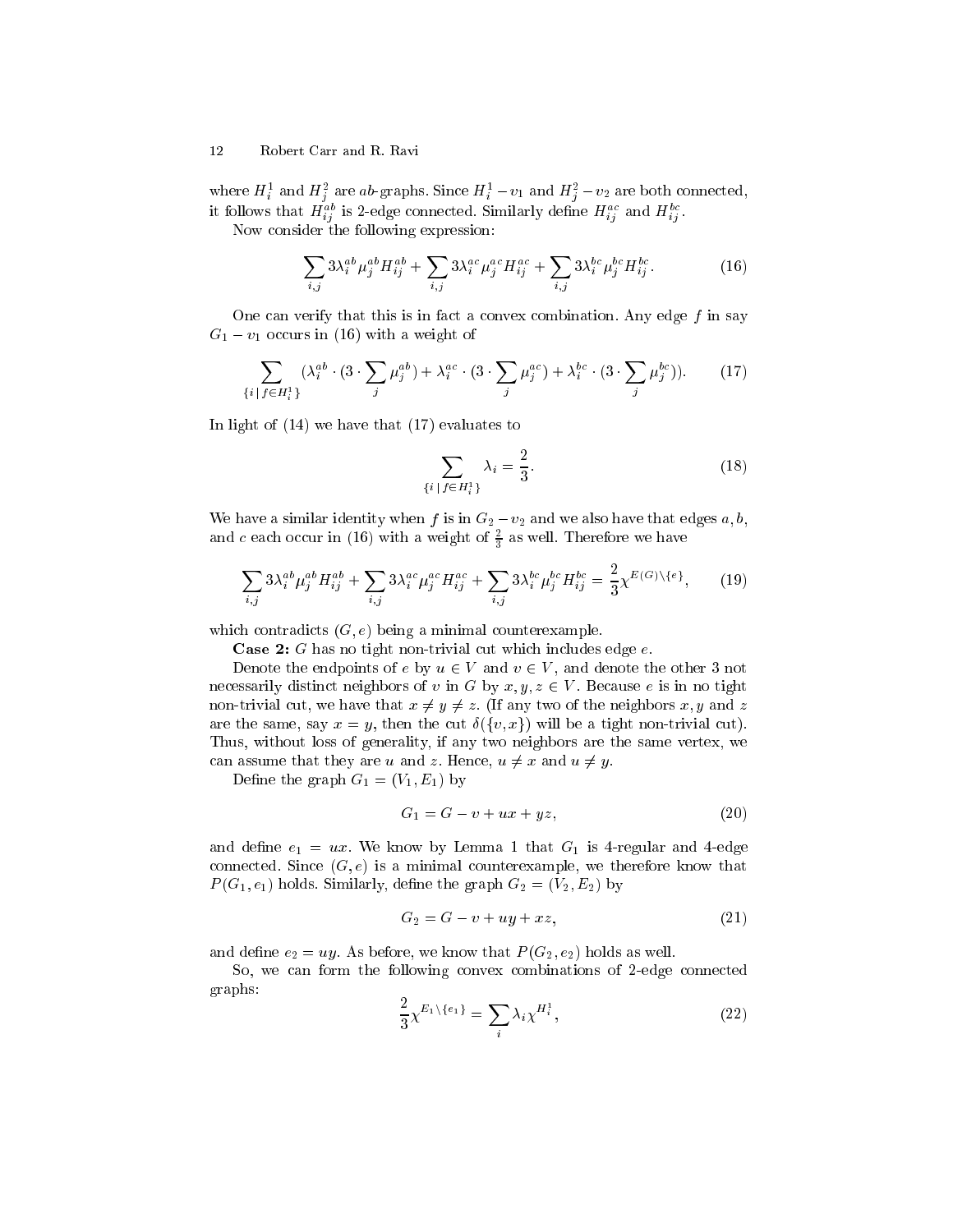where $H_i^1$ and $H_j^2$ are $ab$-graphs. Since $H_i^1 - v_1$ and $H_j^2 - v_2$ are both connected, it follows that $H_{ij}^{ab}$ is 2-edge connected. Similarly define $H_{ij}^{ac}$ and $H_{ij}^{bc}$.

Now consider the following expression:

$$\sum_{i,j} 3\lambda_i^{ab}\mu_j^{ab}H_{ij}^{ab} + \sum_{i,j} 3\lambda_i^{ac}\mu_j^{ac}H_{ij}^{ac} + \sum_{i,j} 3\lambda_i^{bc}\mu_j^{bc}H_{ij}^{bc}. \tag{16}$$

One can verify that this is in fact a convex combination. Any edge $f$ in say $G_1 - v_1$ occurs in (16) with a weight of

$$\sum_{\{i \mid f \in H_i^1\}} (\lambda_i^{ab} \cdot (3 \cdot \sum_j \mu_j^{ab}) + \lambda_i^{ac} \cdot (3 \cdot \sum_j \mu_j^{ac}) + \lambda_i^{bc} \cdot (3 \cdot \sum_j \mu_j^{bc})). \tag{17}$$

In light of (14) we have that (17) evaluates to

$$\sum_{\{i \mid f \in H_i^1\}} \lambda_i = \frac{2}{3}. \tag{18}$$

We have a similar identity when $f$ is in $G_2 - v_2$ and we also have that edges $a, b$, and $c$ each occur in (16) with a weight of $\frac{2}{3}$ as well. Therefore we have

$$\sum_{i,j} 3\lambda_i^{ab}\mu_j^{ab}H_{ij}^{ab} + \sum_{i,j} 3\lambda_i^{ac}\mu_j^{ac}H_{ij}^{ac} + \sum_{i,j} 3\lambda_i^{bc}\mu_j^{bc}H_{ij}^{bc} = \frac{2}{3}\chi^{E(G)\setminus\{e\}}, \tag{19}$$

which contradicts $(G, e)$ being a minimal counterexample.

**Case 2:** $G$ has no tight non-trivial cut which includes edge $e$.

Denote the endpoints of $e$ by $u \in V$ and $v \in V$, and denote the other 3 not necessarily distinct neighbors of $v$ in $G$ by $x, y, z \in V$. Because $e$ is in no tight non-trivial cut, we have that $x \neq y \neq z$. (If any two of the neighbors $x, y$ and $z$ are the same, say $x = y$, then the cut $\delta(\{v, x\})$ will be a tight non-trivial cut). Thus, without loss of generality, if any two neighbors are the same vertex, we can assume that they are $u$ and $z$. Hence, $u \neq x$ and $u \neq y$.

Define the graph $G_1 = (V_1, E_1)$ by

$$G_1 = G - v + ux + yz, \tag{20}$$

and define $e_1 = ux$. We know by Lemma 1 that $G_1$ is 4-regular and 4-edge connected. Since $(G, e)$ is a minimal counterexample, we therefore know that $P(G_1, e_1)$ holds. Similarly, define the graph $G_2 = (V_2, E_2)$ by

$$G_2 = G - v + uy + xz, \tag{21}$$

and define $e_2 = uy$. As before, we know that $P(G_2, e_2)$ holds as well.

So, we can form the following convex combinations of 2-edge connected graphs:

$$\frac{2}{3}\chi^{E_1\setminus\{e_1\}} = \sum_i \lambda_i \chi^{H_i^1}, \tag{22}$$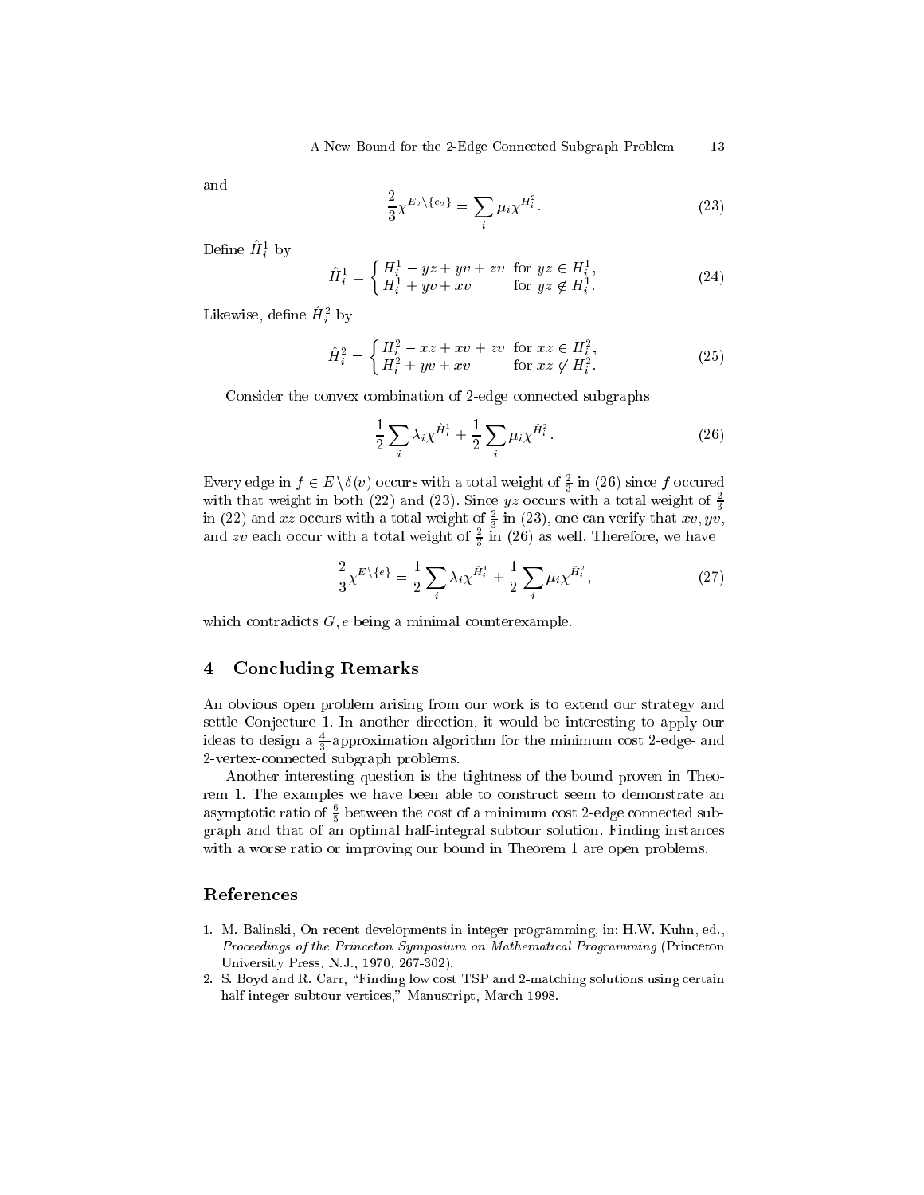and

$$\frac{2}{3}\chi^{E_2\setminus\{e_2\}} = \sum_i \mu_i \chi^{H_i^2}. \tag{23}$$

Define $\hat{H}_i^1$ by

$$\hat{H}_i^1 = \begin{cases} H_i^1 - yz + yv + zv & \text{for } yz \in H_i^1, \\ H_i^1 + yv + xv & \text{for } yz \notin H_i^1. \end{cases} \tag{24}$$

Likewise, define $\hat{H}_i^2$ by

$$\hat{H}_i^2 = \begin{cases} H_i^2 - xz + xv + zv & \text{for } xz \in H_i^2, \\ H_i^2 + yv + xv & \text{for } xz \notin H_i^2. \end{cases} \tag{25}$$

Consider the convex combination of 2-edge connected subgraphs

$$\frac{1}{2}\sum_i \lambda_i \chi^{\hat{H}_i^1} + \frac{1}{2}\sum_i \mu_i \chi^{\hat{H}_i^2}. \tag{26}$$

Every edge in $f \in E\setminus\delta(v)$ occurs with a total weight of $\frac{2}{3}$ in (26) since $f$ occured with that weight in both (22) and (23). Since $yz$ occurs with a total weight of $\frac{2}{3}$ in (22) and $xz$ occurs with a total weight of $\frac{2}{3}$ in (23), one can verify that $xv, yv$, and $zv$ each occur with a total weight of $\frac{2}{3}$ in (26) as well. Therefore, we have

$$\frac{2}{3}\chi^{E\setminus\{e\}} = \frac{1}{2}\sum_i \lambda_i \chi^{\hat{H}_i^1} + \frac{1}{2}\sum_i \mu_i \chi^{\hat{H}_i^2}, \tag{27}$$

which contradicts $G, e$ being a minimal counterexample.

## 4 Concluding Remarks

An obvious open problem arising from our work is to extend our strategy and settle Conjecture 1. In another direction, it would be interesting to apply our ideas to design a $\frac{4}{3}$-approximation algorithm for the minimum cost 2-edge- and 2-vertex-connected subgraph problems.

Another interesting question is the tightness of the bound proven in Theorem 1. The examples we have been able to construct seem to demonstrate an asymptotic ratio of $\frac{6}{5}$ between the cost of a minimum cost 2-edge connected subgraph and that of an optimal half-integral subtour solution. Finding instances with a worse ratio or improving our bound in Theorem 1 are open problems.

## References

1. M. Balinski, On recent developments in integer programming, in: H.W. Kuhn, ed., *Proceedings of the Princeton Symposium on Mathematical Programming* (Princeton University Press, N.J., 1970, 267-302).
2. S. Boyd and R. Carr, "Finding low cost TSP and 2-matching solutions using certain half-integer subtour vertices," Manuscript, March 1998.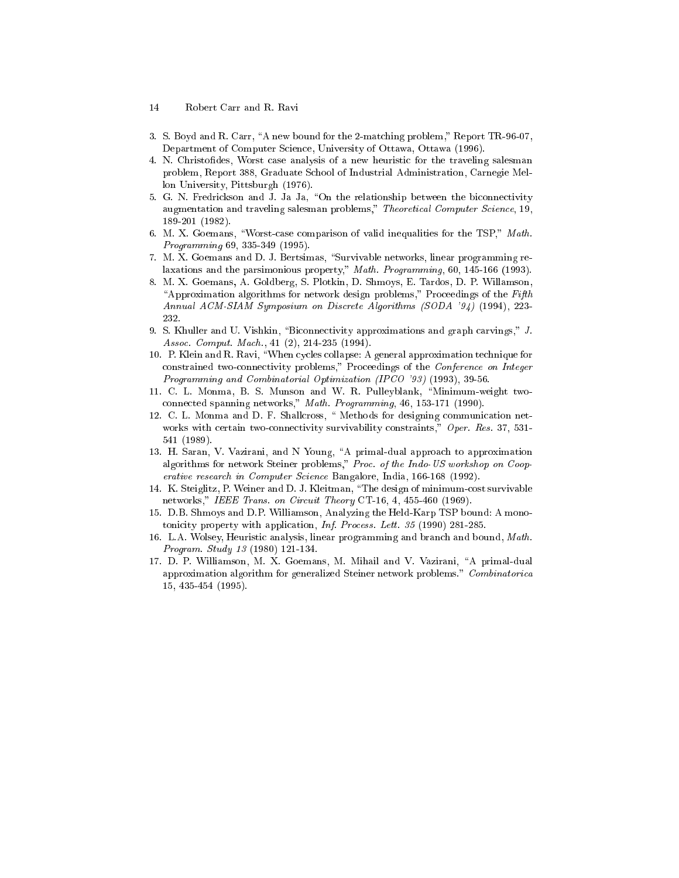3. S. Boyd and R. Carr, "A new bound for the 2-matching problem," Report TR-96-07, Department of Computer Science, University of Ottawa, Ottawa (1996).
4. N. Christofides, Worst case analysis of a new heuristic for the traveling salesman problem, Report 388, Graduate School of Industrial Administration, Carnegie Mellon University, Pittsburgh (1976).
5. G. N. Fredrickson and J. Ja Ja, "On the relationship between the biconnectivity augmentation and traveling salesman problems," *Theoretical Computer Science*, 19, 189-201 (1982).
6. M. X. Goemans, "Worst-case comparison of valid inequalities for the TSP," *Math. Programming* 69, 335-349 (1995).
7. M. X. Goemans and D. J. Bertsimas, "Survivable networks, linear programming relaxations and the parsimonious property," *Math. Programming*, 60, 145-166 (1993).
8. M. X. Goemans, A. Goldberg, S. Plotkin, D. Shmoys, E. Tardos, D. P. Willamson, "Approximation algorithms for network design problems," Proceedings of the *Fifth Annual ACM-SIAM Symposium on Discrete Algorithms (SODA '94)* (1994), 223-232.
9. S. Khuller and U. Vishkin, "Biconnectivity approximations and graph carvings," *J. Assoc. Comput. Mach.*, 41 (2), 214-235 (1994).
10. P. Klein and R. Ravi, "When cycles collapse: A general approximation technique for constrained two-connectivity problems," Proceedings of the *Conference on Integer Programming and Combinatorial Optimization (IPCO '93)* (1993), 39-56.
11. C. L. Monma, B. S. Munson and W. R. Pulleyblank, "Minimum-weight two-connected spanning networks," *Math. Programming*, 46, 153-171 (1990).
12. C. L. Monma and D. F. Shallcross, " Methods for designing communication networks with certain two-connectivity survivability constraints," *Oper. Res.* 37, 531-541 (1989).
13. H. Saran, V. Vazirani, and N Young, "A primal-dual approach to approximation algorithms for network Steiner problems," *Proc. of the Indo-US workshop on Cooperative research in Computer Science* Bangalore, India, 166-168 (1992).
14. K. Steiglitz, P. Weiner and D. J. Kleitman, "The design of minimum-cost survivable networks," *IEEE Trans. on Circuit Theory* CT-16, 4, 455-460 (1969).
15. D.B. Shmoys and D.P. Williamson, Analyzing the Held-Karp TSP bound: A monotonicity property with application, *Inf. Process. Lett. 35* (1990) 281-285.
16. L.A. Wolsey, Heuristic analysis, linear programming and branch and bound, *Math. Program. Study 13* (1980) 121-134.
17. D. P. Williamson, M. X. Goemans, M. Mihail and V. Vazirani, "A primal-dual approximation algorithm for generalized Steiner network problems." *Combinatorica* 15, 435-454 (1995).